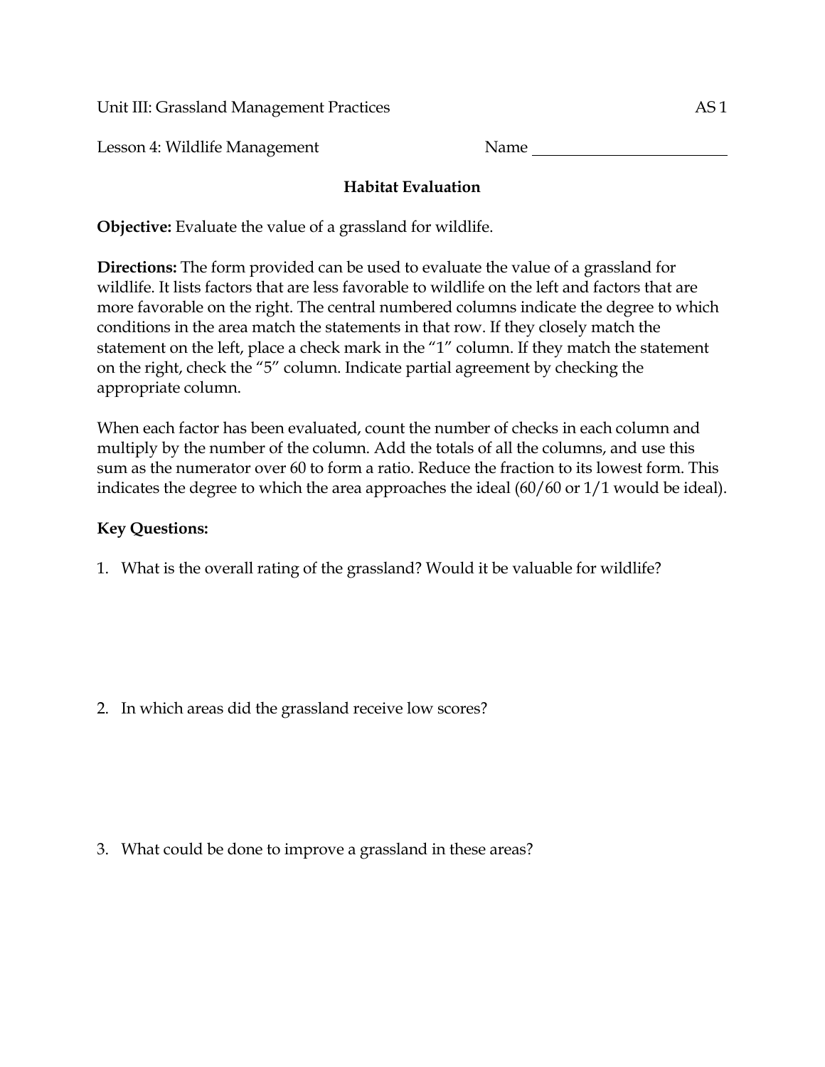Unit III: Grassland Management Practices AS 1

Lesson 4: Wildlife Management Name ________________________

## Habitat Evaluation

**Objective:** Evaluate the value of a grassland for wildlife.

**Directions:** The form provided can be used to evaluate the value of a grassland for wildlife. It lists factors that are less favorable to wildlife on the left and factors that are more favorable on the right. The central numbered columns indicate the degree to which conditions in the area match the statements in that row. If they closely match the statement on the left, place a check mark in the "1" column. If they match the statement on the right, check the "5" column. Indicate partial agreement by checking the appropriate column.

When each factor has been evaluated, count the number of checks in each column and multiply by the number of the column. Add the totals of all the columns, and use this sum as the numerator over 60 to form a ratio. Reduce the fraction to its lowest form. This indicates the degree to which the area approaches the ideal (60/60 or 1/1 would be ideal).

**Key Questions:**

1. What is the overall rating of the grassland? Would it be valuable for wildlife?

2. In which areas did the grassland receive low scores?

3. What could be done to improve a grassland in these areas?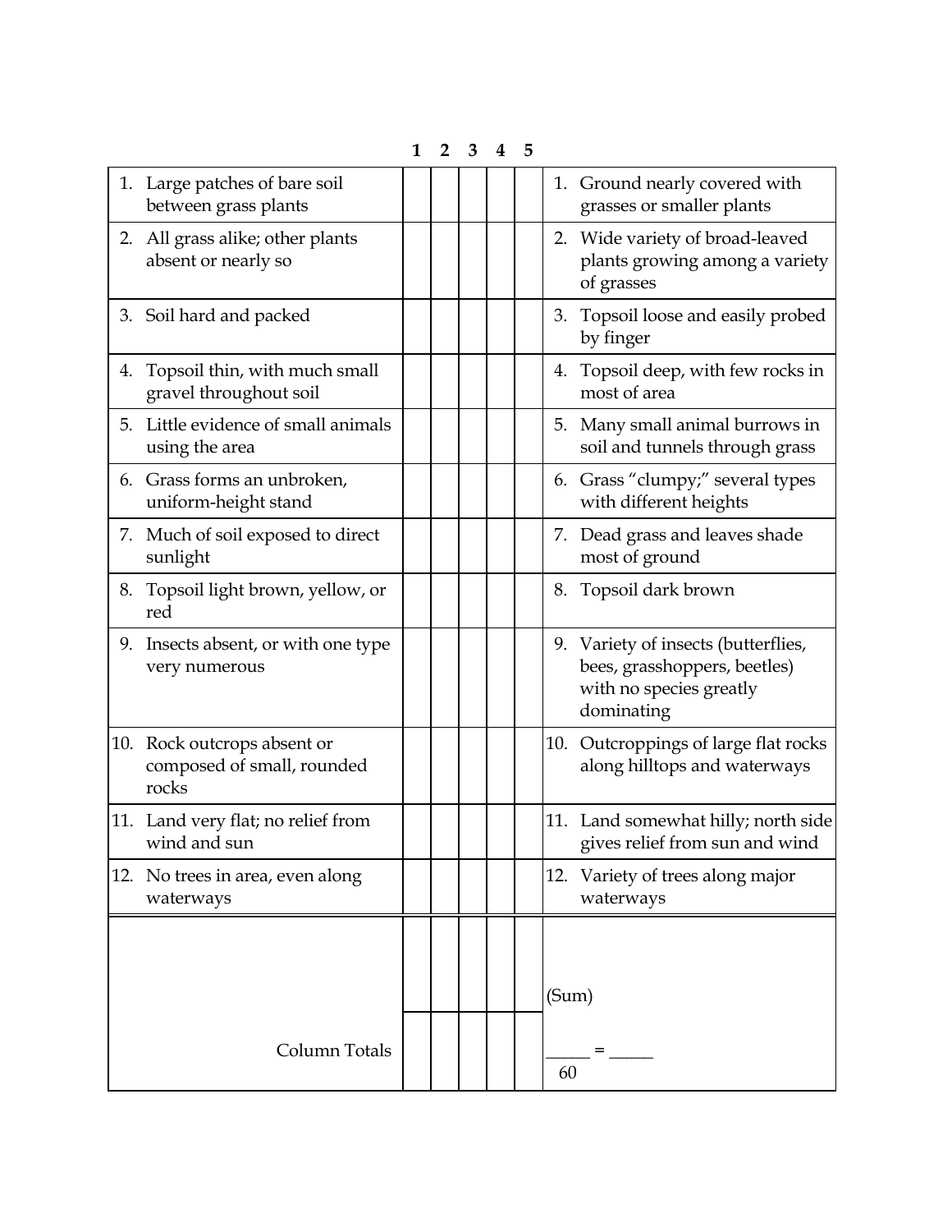| | 1 | 2 | 3 | 4 | 5 | |
|---|---|---|---|---|---|---|
| 1. Large patches of bare soil between grass plants | | | | | | 1. Ground nearly covered with grasses or smaller plants |
| 2. All grass alike; other plants absent or nearly so | | | | | | 2. Wide variety of broad-leaved plants growing among a variety of grasses |
| 3. Soil hard and packed | | | | | | 3. Topsoil loose and easily probed by finger |
| 4. Topsoil thin, with much small gravel throughout soil | | | | | | 4. Topsoil deep, with few rocks in most of area |
| 5. Little evidence of small animals using the area | | | | | | 5. Many small animal burrows in soil and tunnels through grass |
| 6. Grass forms an unbroken, uniform-height stand | | | | | | 6. Grass "clumpy;" several types with different heights |
| 7. Much of soil exposed to direct sunlight | | | | | | 7. Dead grass and leaves shade most of ground |
| 8. Topsoil light brown, yellow, or red | | | | | | 8. Topsoil dark brown |
| 9. Insects absent, or with one type very numerous | | | | | | 9. Variety of insects (butterflies, bees, grasshoppers, beetles) with no species greatly dominating |
| 10. Rock outcrops absent or composed of small, rounded rocks | | | | | | 10. Outcroppings of large flat rocks along hilltops and waterways |
| 11. Land very flat; no relief from wind and sun | | | | | | 11. Land somewhat hilly; north side gives relief from sun and wind |
| 12. No trees in area, even along waterways | | | | | | 12. Variety of trees along major waterways |
| | | | | | | (Sum) |
| Column Totals | | | | | | $\frac{\_\_\_\_\_}{60}$ = \_\_\_\_\_ |